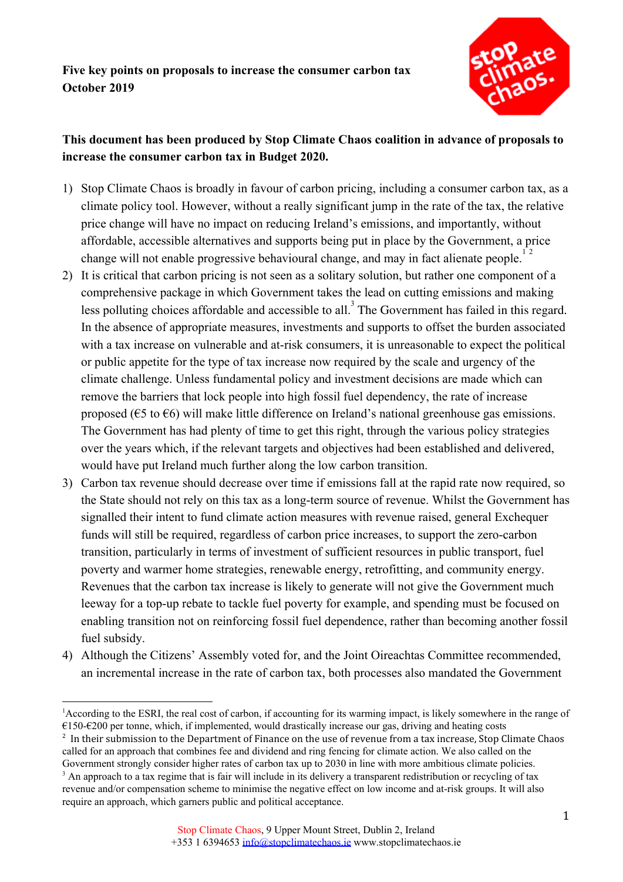**Five key points on proposals to increase the consumer carbon tax**
**October 2019**

**This document has been produced by Stop Climate Chaos coalition in advance of proposals to increase the consumer carbon tax in Budget 2020.**

1) Stop Climate Chaos is broadly in favour of carbon pricing, including a consumer carbon tax, as a climate policy tool. However, without a really significant jump in the rate of the tax, the relative price change will have no impact on reducing Ireland's emissions, and importantly, without affordable, accessible alternatives and supports being put in place by the Government, a price change will not enable progressive behavioural change, and may in fact alienate people.[1] [2]
2) It is critical that carbon pricing is not seen as a solitary solution, but rather one component of a comprehensive package in which Government takes the lead on cutting emissions and making less polluting choices affordable and accessible to all.[3] The Government has failed in this regard. In the absence of appropriate measures, investments and supports to offset the burden associated with a tax increase on vulnerable and at-risk consumers, it is unreasonable to expect the political or public appetite for the type of tax increase now required by the scale and urgency of the climate challenge. Unless fundamental policy and investment decisions are made which can remove the barriers that lock people into high fossil fuel dependency, the rate of increase proposed (€5 to €6) will make little difference on Ireland's national greenhouse gas emissions. The Government has had plenty of time to get this right, through the various policy strategies over the years which, if the relevant targets and objectives had been established and delivered, would have put Ireland much further along the low carbon transition.
3) Carbon tax revenue should decrease over time if emissions fall at the rapid rate now required, so the State should not rely on this tax as a long-term source of revenue. Whilst the Government has signalled their intent to fund climate action measures with revenue raised, general Exchequer funds will still be required, regardless of carbon price increases, to support the zero-carbon transition, particularly in terms of investment of sufficient resources in public transport, fuel poverty and warmer home strategies, renewable energy, retrofitting, and community energy. Revenues that the carbon tax increase is likely to generate will not give the Government much leeway for a top-up rebate to tackle fuel poverty for example, and spending must be focused on enabling transition not on reinforcing fossil fuel dependence, rather than becoming another fossil fuel subsidy.
4) Although the Citizens' Assembly voted for, and the Joint Oireachtas Committee recommended, an incremental increase in the rate of carbon tax, both processes also mandated the Government

---

[1] According to the ESRI, the real cost of carbon, if accounting for its warming impact, is likely somewhere in the range of €150-€200 per tonne, which, if implemented, would drastically increase our gas, driving and heating costs

[2] In their submission to the Department of Finance on the use of revenue from a tax increase, Stop Climate Chaos called for an approach that combines fee and dividend and ring fencing for climate action. We also called on the Government strongly consider higher rates of carbon tax up to 2030 in line with more ambitious climate policies.

[3] An approach to a tax regime that is fair will include in its delivery a transparent redistribution or recycling of tax revenue and/or compensation scheme to minimise the negative effect on low income and at-risk groups. It will also require an approach, which garners public and political acceptance.

Stop Climate Chaos, 9 Upper Mount Street, Dublin 2, Ireland
+353 1 6394653 info@stopclimatechaos.ie www.stopclimatechaos.ie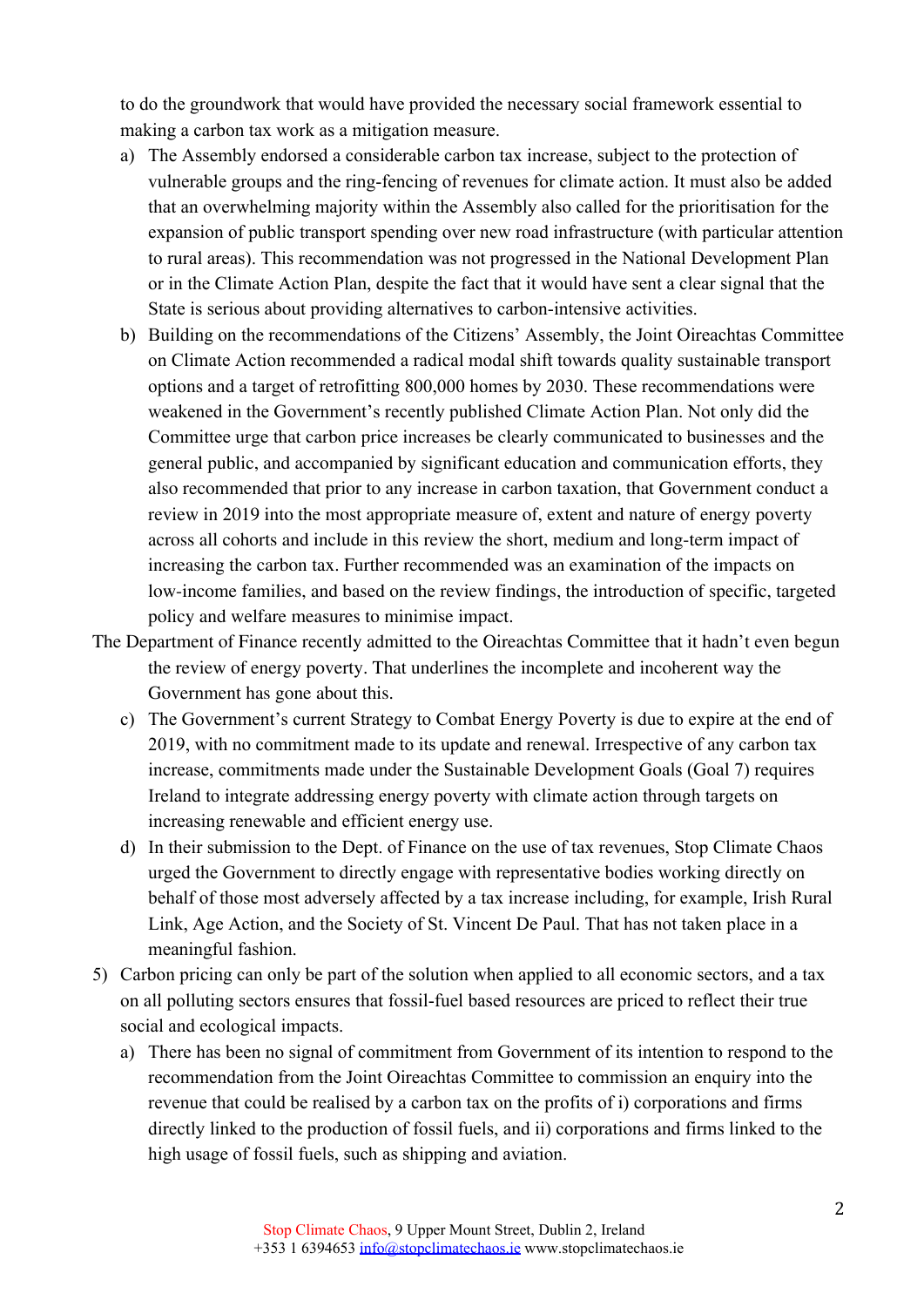to do the groundwork that would have provided the necessary social framework essential to making a carbon tax work as a mitigation measure.

a) The Assembly endorsed a considerable carbon tax increase, subject to the protection of vulnerable groups and the ring-fencing of revenues for climate action. It must also be added that an overwhelming majority within the Assembly also called for the prioritisation for the expansion of public transport spending over new road infrastructure (with particular attention to rural areas). This recommendation was not progressed in the National Development Plan or in the Climate Action Plan, despite the fact that it would have sent a clear signal that the State is serious about providing alternatives to carbon-intensive activities.

b) Building on the recommendations of the Citizens' Assembly, the Joint Oireachtas Committee on Climate Action recommended a radical modal shift towards quality sustainable transport options and a target of retrofitting 800,000 homes by 2030. These recommendations were weakened in the Government's recently published Climate Action Plan. Not only did the Committee urge that carbon price increases be clearly communicated to businesses and the general public, and accompanied by significant education and communication efforts, they also recommended that prior to any increase in carbon taxation, that Government conduct a review in 2019 into the most appropriate measure of, extent and nature of energy poverty across all cohorts and include in this review the short, medium and long-term impact of increasing the carbon tax. Further recommended was an examination of the impacts on low-income families, and based on the review findings, the introduction of specific, targeted policy and welfare measures to minimise impact.

The Department of Finance recently admitted to the Oireachtas Committee that it hadn't even begun the review of energy poverty. That underlines the incomplete and incoherent way the Government has gone about this.

c) The Government's current Strategy to Combat Energy Poverty is due to expire at the end of 2019, with no commitment made to its update and renewal. Irrespective of any carbon tax increase, commitments made under the Sustainable Development Goals (Goal 7) requires Ireland to integrate addressing energy poverty with climate action through targets on increasing renewable and efficient energy use.

d) In their submission to the Dept. of Finance on the use of tax revenues, Stop Climate Chaos urged the Government to directly engage with representative bodies working directly on behalf of those most adversely affected by a tax increase including, for example, Irish Rural Link, Age Action, and the Society of St. Vincent De Paul. That has not taken place in a meaningful fashion.

5) Carbon pricing can only be part of the solution when applied to all economic sectors, and a tax on all polluting sectors ensures that fossil-fuel based resources are priced to reflect their true social and ecological impacts.

   a) There has been no signal of commitment from Government of its intention to respond to the recommendation from the Joint Oireachtas Committee to commission an enquiry into the revenue that could be realised by a carbon tax on the profits of i) corporations and firms directly linked to the production of fossil fuels, and ii) corporations and firms linked to the high usage of fossil fuels, such as shipping and aviation.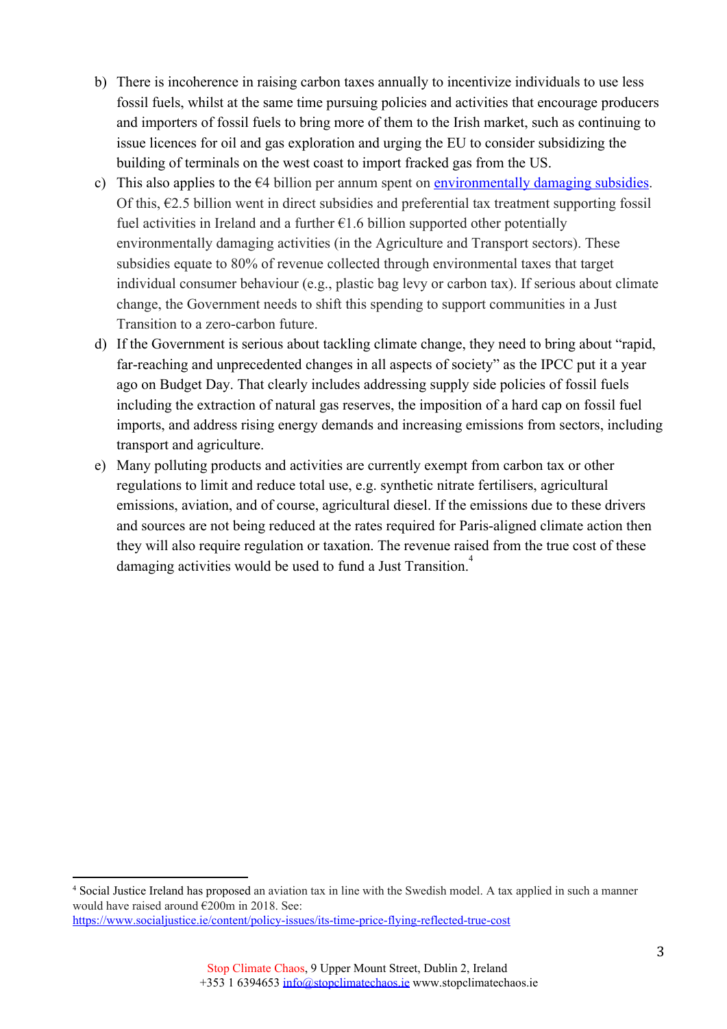b) There is incoherence in raising carbon taxes annually to incentivize individuals to use less fossil fuels, whilst at the same time pursuing policies and activities that encourage producers and importers of fossil fuels to bring more of them to the Irish market, such as continuing to issue licences for oil and gas exploration and urging the EU to consider subsidizing the building of terminals on the west coast to import fracked gas from the US.
c) This also applies to the €4 billion per annum spent on environmentally damaging subsidies. Of this, €2.5 billion went in direct subsidies and preferential tax treatment supporting fossil fuel activities in Ireland and a further €1.6 billion supported other potentially environmentally damaging activities (in the Agriculture and Transport sectors). These subsidies equate to 80% of revenue collected through environmental taxes that target individual consumer behaviour (e.g., plastic bag levy or carbon tax). If serious about climate change, the Government needs to shift this spending to support communities in a Just Transition to a zero-carbon future.
d) If the Government is serious about tackling climate change, they need to bring about "rapid, far-reaching and unprecedented changes in all aspects of society" as the IPCC put it a year ago on Budget Day. That clearly includes addressing supply side policies of fossil fuels including the extraction of natural gas reserves, the imposition of a hard cap on fossil fuel imports, and address rising energy demands and increasing emissions from sectors, including transport and agriculture.
e) Many polluting products and activities are currently exempt from carbon tax or other regulations to limit and reduce total use, e.g. synthetic nitrate fertilisers, agricultural emissions, aviation, and of course, agricultural diesel. If the emissions due to these drivers and sources are not being reduced at the rates required for Paris-aligned climate action then they will also require regulation or taxation. The revenue raised from the true cost of these damaging activities would be used to fund a Just Transition.[4]

[4] Social Justice Ireland has proposed an aviation tax in line with the Swedish model. A tax applied in such a manner would have raised around €200m in 2018. See: https://www.socialjustice.ie/content/policy-issues/its-time-price-flying-reflected-true-cost

Stop Climate Chaos, 9 Upper Mount Street, Dublin 2, Ireland
+353 1 6394653 info@stopclimatechaos.ie www.stopclimatechaos.ie